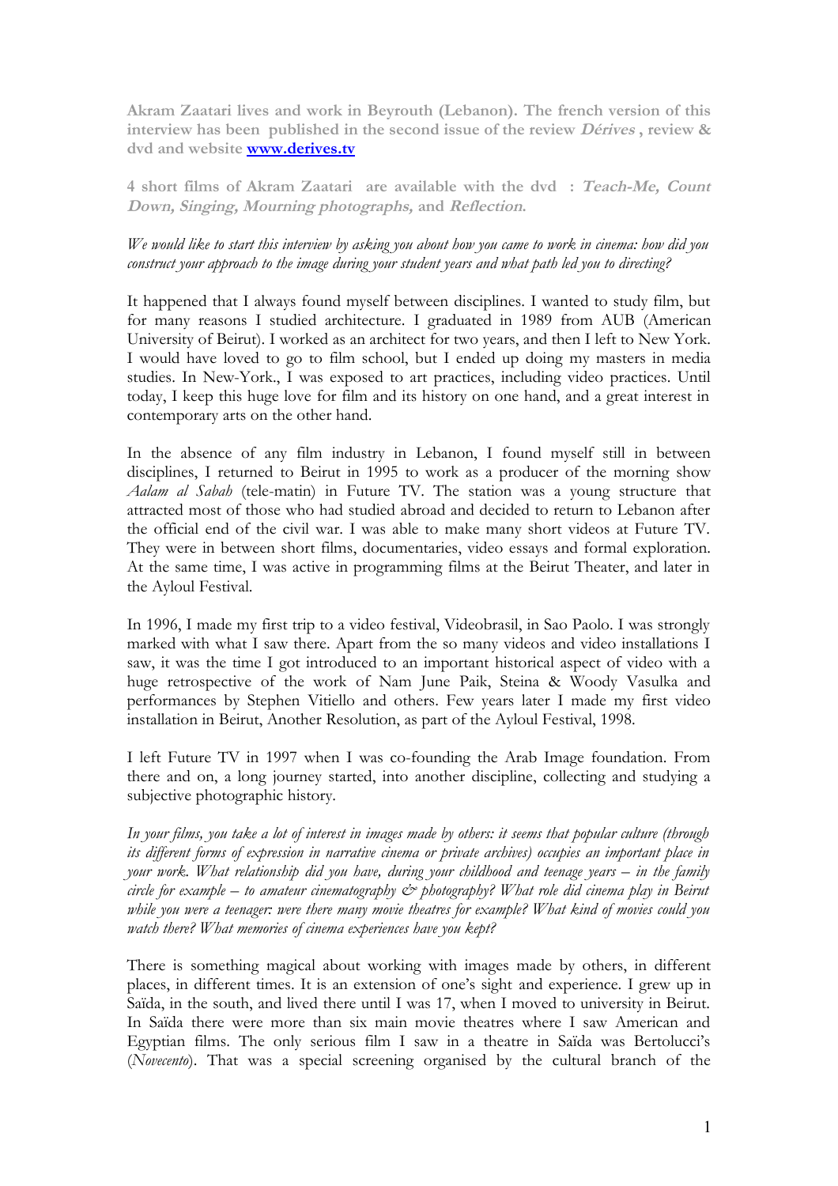**Akram Zaatari lives and work in Beyrouth (Lebanon). The french version of this interview has been published in the second issue of the review *Dérives* , review & dvd and website [www.derives.tv](http://www.derives.tv)**

**4 short films of Akram Zaatari are available with the dvd : *Teach-Me, Count Down, Singing, Mourning photographs,* and *Reflection*.**

*We would like to start this interview by asking you about how you came to work in cinema: how did you construct your approach to the image during your student years and what path led you to directing?*

It happened that I always found myself between disciplines. I wanted to study film, but for many reasons I studied architecture. I graduated in 1989 from AUB (American University of Beirut). I worked as an architect for two years, and then I left to New York. I would have loved to go to film school, but I ended up doing my masters in media studies. In New-York., I was exposed to art practices, including video practices. Until today, I keep this huge love for film and its history on one hand, and a great interest in contemporary arts on the other hand.

In the absence of any film industry in Lebanon, I found myself still in between disciplines, I returned to Beirut in 1995 to work as a producer of the morning show *Aalam al Sabah* (tele-matin) in Future TV. The station was a young structure that attracted most of those who had studied abroad and decided to return to Lebanon after the official end of the civil war. I was able to make many short videos at Future TV. They were in between short films, documentaries, video essays and formal exploration. At the same time, I was active in programming films at the Beirut Theater, and later in the Ayloul Festival.

In 1996, I made my first trip to a video festival, Videobrasil, in Sao Paolo. I was strongly marked with what I saw there. Apart from the so many videos and video installations I saw, it was the time I got introduced to an important historical aspect of video with a huge retrospective of the work of Nam June Paik, Steina & Woody Vasulka and performances by Stephen Vitiello and others. Few years later I made my first video installation in Beirut, Another Resolution, as part of the Ayloul Festival, 1998.

I left Future TV in 1997 when I was co-founding the Arab Image foundation. From there and on, a long journey started, into another discipline, collecting and studying a subjective photographic history.

*In your films, you take a lot of interest in images made by others: it seems that popular culture (through its different forms of expression in narrative cinema or private archives) occupies an important place in your work. What relationship did you have, during your childhood and teenage years – in the family circle for example – to amateur cinematography & photography? What role did cinema play in Beirut while you were a teenager: were there many movie theatres for example? What kind of movies could you watch there? What memories of cinema experiences have you kept?*

There is something magical about working with images made by others, in different places, in different times. It is an extension of one's sight and experience. I grew up in Saïda, in the south, and lived there until I was 17, when I moved to university in Beirut. In Saïda there were more than six main movie theatres where I saw American and Egyptian films. The only serious film I saw in a theatre in Saïda was Bertolucci's (*Novecento*). That was a special screening organised by the cultural branch of the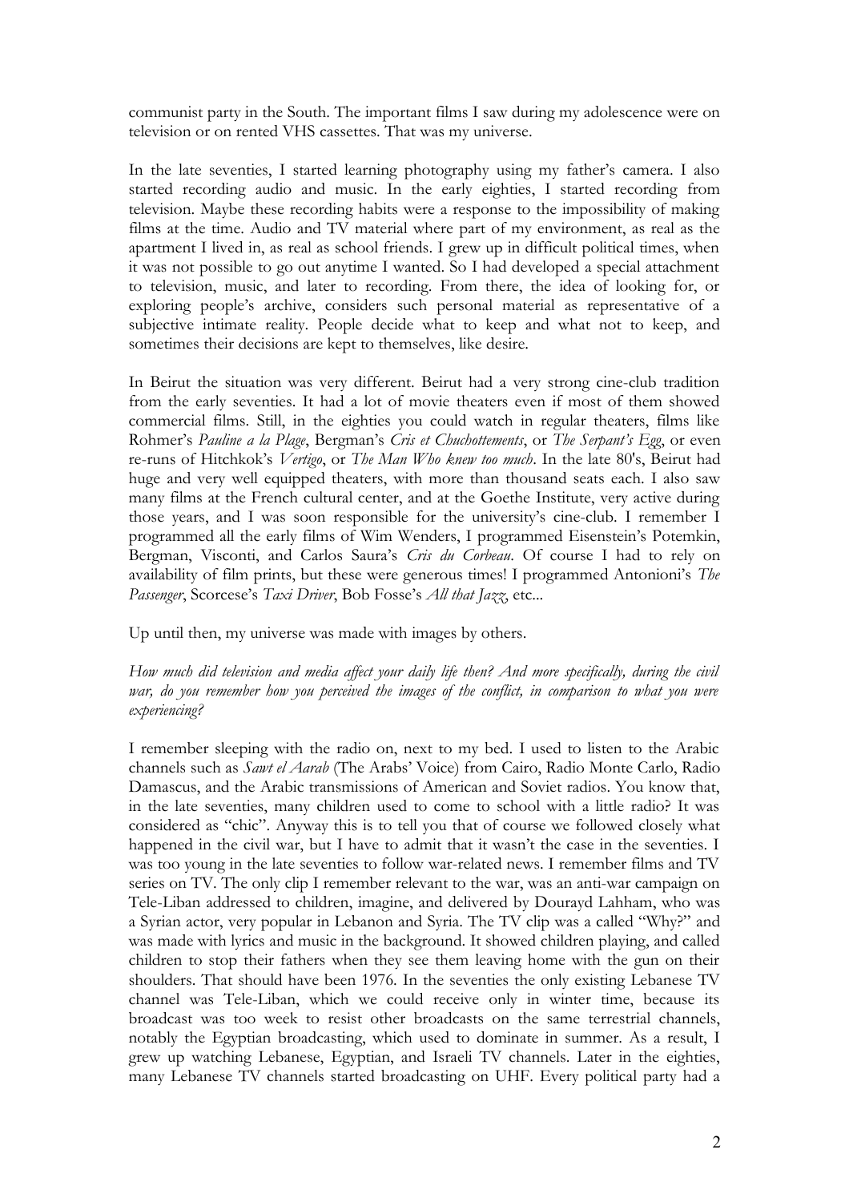communist party in the South. The important films I saw during my adolescence were on television or on rented VHS cassettes. That was my universe.

In the late seventies, I started learning photography using my father's camera. I also started recording audio and music. In the early eighties, I started recording from television. Maybe these recording habits were a response to the impossibility of making films at the time. Audio and TV material where part of my environment, as real as the apartment I lived in, as real as school friends. I grew up in difficult political times, when it was not possible to go out anytime I wanted. So I had developed a special attachment to television, music, and later to recording. From there, the idea of looking for, or exploring people's archive, considers such personal material as representative of a subjective intimate reality. People decide what to keep and what not to keep, and sometimes their decisions are kept to themselves, like desire.

In Beirut the situation was very different. Beirut had a very strong cine-club tradition from the early seventies. It had a lot of movie theaters even if most of them showed commercial films. Still, in the eighties you could watch in regular theaters, films like Rohmer's *Pauline a la Plage*, Bergman's *Cris et Chuchottements*, or *The Serpant's Egg*, or even re-runs of Hitchkok's *Vertigo*, or *The Man Who knew too much*. In the late 80's, Beirut had huge and very well equipped theaters, with more than thousand seats each. I also saw many films at the French cultural center, and at the Goethe Institute, very active during those years, and I was soon responsible for the university's cine-club. I remember I programmed all the early films of Wim Wenders, I programmed Eisenstein's Potemkin, Bergman, Visconti, and Carlos Saura's *Cris du Corbeau*. Of course I had to rely on availability of film prints, but these were generous times! I programmed Antonioni's *The Passenger*, Scorcese's *Taxi Driver*, Bob Fosse's *All that Jazz*, etc...

Up until then, my universe was made with images by others.

*How much did television and media affect your daily life then? And more specifically, during the civil war, do you remember how you perceived the images of the conflict, in comparison to what you were experiencing?*

I remember sleeping with the radio on, next to my bed. I used to listen to the Arabic channels such as *Sawt el Aarab* (The Arabs' Voice) from Cairo, Radio Monte Carlo, Radio Damascus, and the Arabic transmissions of American and Soviet radios. You know that, in the late seventies, many children used to come to school with a little radio? It was considered as "chic". Anyway this is to tell you that of course we followed closely what happened in the civil war, but I have to admit that it wasn't the case in the seventies. I was too young in the late seventies to follow war-related news. I remember films and TV series on TV. The only clip I remember relevant to the war, was an anti-war campaign on Tele-Liban addressed to children, imagine, and delivered by Dourayd Lahham, who was a Syrian actor, very popular in Lebanon and Syria. The TV clip was a called "Why?" and was made with lyrics and music in the background. It showed children playing, and called children to stop their fathers when they see them leaving home with the gun on their shoulders. That should have been 1976. In the seventies the only existing Lebanese TV channel was Tele-Liban, which we could receive only in winter time, because its broadcast was too week to resist other broadcasts on the same terrestrial channels, notably the Egyptian broadcasting, which used to dominate in summer. As a result, I grew up watching Lebanese, Egyptian, and Israeli TV channels. Later in the eighties, many Lebanese TV channels started broadcasting on UHF. Every political party had a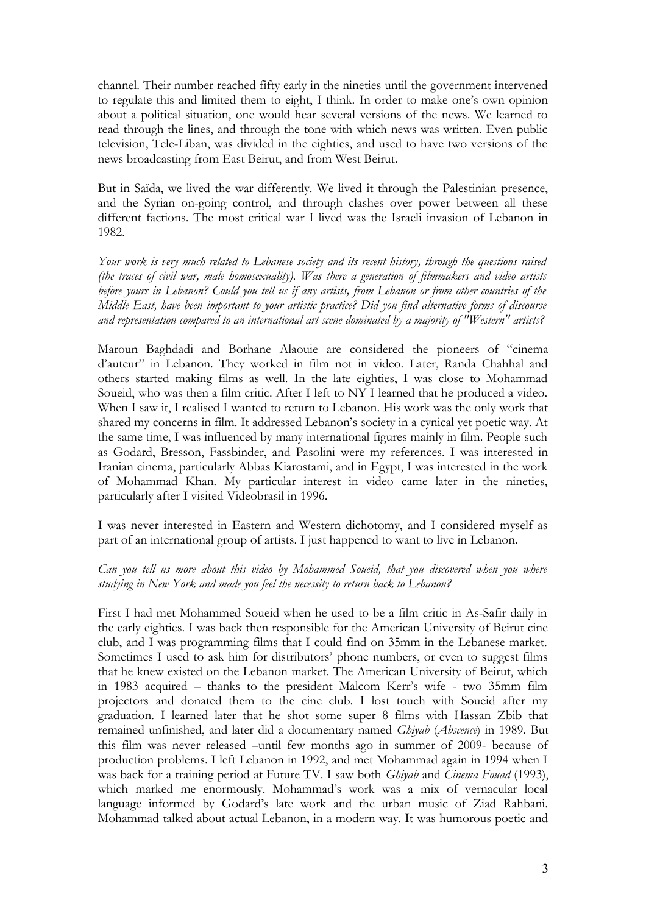channel. Their number reached fifty early in the nineties until the government intervened to regulate this and limited them to eight, I think. In order to make one's own opinion about a political situation, one would hear several versions of the news. We learned to read through the lines, and through the tone with which news was written. Even public television, Tele-Liban, was divided in the eighties, and used to have two versions of the news broadcasting from East Beirut, and from West Beirut.

But in Saïda, we lived the war differently. We lived it through the Palestinian presence, and the Syrian on-going control, and through clashes over power between all these different factions. The most critical war I lived was the Israeli invasion of Lebanon in 1982.

*Your work is very much related to Lebanese society and its recent history, through the questions raised (the traces of civil war, male homosexuality). Was there a generation of filmmakers and video artists before yours in Lebanon? Could you tell us if any artists, from Lebanon or from other countries of the Middle East, have been important to your artistic practice? Did you find alternative forms of discourse and representation compared to an international art scene dominated by a majority of "Western" artists?*

Maroun Baghdadi and Borhane Alaouie are considered the pioneers of "cinema d'auteur" in Lebanon. They worked in film not in video. Later, Randa Chahhal and others started making films as well. In the late eighties, I was close to Mohammad Soueid, who was then a film critic. After I left to NY I learned that he produced a video. When I saw it, I realised I wanted to return to Lebanon. His work was the only work that shared my concerns in film. It addressed Lebanon's society in a cynical yet poetic way. At the same time, I was influenced by many international figures mainly in film. People such as Godard, Bresson, Fassbinder, and Pasolini were my references. I was interested in Iranian cinema, particularly Abbas Kiarostami, and in Egypt, I was interested in the work of Mohammad Khan. My particular interest in video came later in the nineties, particularly after I visited Videobrasil in 1996.

I was never interested in Eastern and Western dichotomy, and I considered myself as part of an international group of artists. I just happened to want to live in Lebanon.

*Can you tell us more about this video by Mohammed Soueid, that you discovered when you where studying in New York and made you feel the necessity to return back to Lebanon?*

First I had met Mohammed Soueid when he used to be a film critic in As-Safir daily in the early eighties. I was back then responsible for the American University of Beirut cine club, and I was programming films that I could find on 35mm in the Lebanese market. Sometimes I used to ask him for distributors' phone numbers, or even to suggest films that he knew existed on the Lebanon market. The American University of Beirut, which in 1983 acquired – thanks to the president Malcom Kerr's wife - two 35mm film projectors and donated them to the cine club. I lost touch with Soueid after my graduation. I learned later that he shot some super 8 films with Hassan Zbib that remained unfinished, and later did a documentary named *Ghiyab* (*Abscence*) in 1989. But this film was never released –until few months ago in summer of 2009- because of production problems. I left Lebanon in 1992, and met Mohammad again in 1994 when I was back for a training period at Future TV. I saw both *Ghiyab* and *Cinema Fouad* (1993), which marked me enormously. Mohammad's work was a mix of vernacular local language informed by Godard's late work and the urban music of Ziad Rahbani. Mohammad talked about actual Lebanon, in a modern way. It was humorous poetic and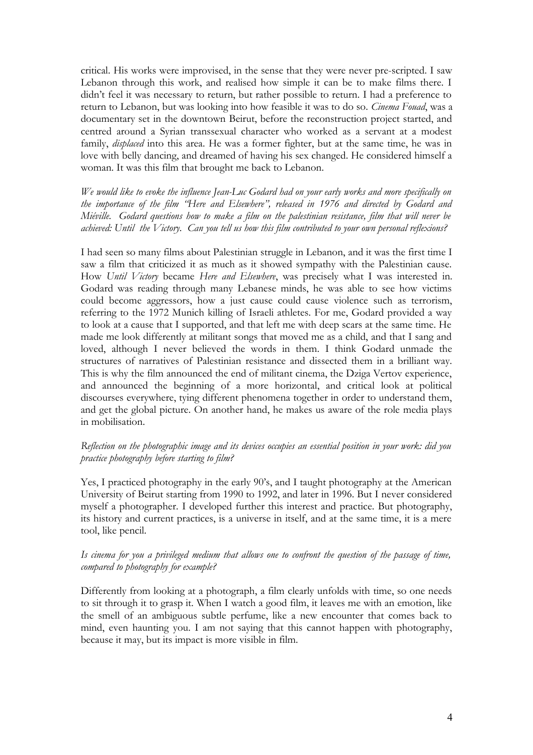critical. His works were improvised, in the sense that they were never pre-scripted. I saw Lebanon through this work, and realised how simple it can be to make films there. I didn't feel it was necessary to return, but rather possible to return. I had a preference to return to Lebanon, but was looking into how feasible it was to do so. *Cinema Fouad*, was a documentary set in the downtown Beirut, before the reconstruction project started, and centred around a Syrian transsexual character who worked as a servant at a modest family, *displaced* into this area. He was a former fighter, but at the same time, he was in love with belly dancing, and dreamed of having his sex changed. He considered himself a woman. It was this film that brought me back to Lebanon.

*We would like to evoke the influence Jean-Luc Godard had on your early works and more specifically on the importance of the film "Here and Elsewhere", released in 1976 and directed by Godard and Miéville. Godard questions how to make a film on the palestinian resistance, film that will never be achieved: Until the Victory. Can you tell us how this film contributed to your own personal reflexions?*

I had seen so many films about Palestinian struggle in Lebanon, and it was the first time I saw a film that criticized it as much as it showed sympathy with the Palestinian cause. How *Until Victory* became *Here and Elsewhere*, was precisely what I was interested in. Godard was reading through many Lebanese minds, he was able to see how victims could become aggressors, how a just cause could cause violence such as terrorism, referring to the 1972 Munich killing of Israeli athletes. For me, Godard provided a way to look at a cause that I supported, and that left me with deep scars at the same time. He made me look differently at militant songs that moved me as a child, and that I sang and loved, although I never believed the words in them. I think Godard unmade the structures of narratives of Palestinian resistance and dissected them in a brilliant way. This is why the film announced the end of militant cinema, the Dziga Vertov experience, and announced the beginning of a more horizontal, and critical look at political discourses everywhere, tying different phenomena together in order to understand them, and get the global picture. On another hand, he makes us aware of the role media plays in mobilisation.

*Reflection on the photographic image and its devices occupies an essential position in your work: did you practice photography before starting to film?*

Yes, I practiced photography in the early 90's, and I taught photography at the American University of Beirut starting from 1990 to 1992, and later in 1996. But I never considered myself a photographer. I developed further this interest and practice. But photography, its history and current practices, is a universe in itself, and at the same time, it is a mere tool, like pencil.

*Is cinema for you a privileged medium that allows one to confront the question of the passage of time, compared to photography for example?*

Differently from looking at a photograph, a film clearly unfolds with time, so one needs to sit through it to grasp it. When I watch a good film, it leaves me with an emotion, like the smell of an ambiguous subtle perfume, like a new encounter that comes back to mind, even haunting you. I am not saying that this cannot happen with photography, because it may, but its impact is more visible in film.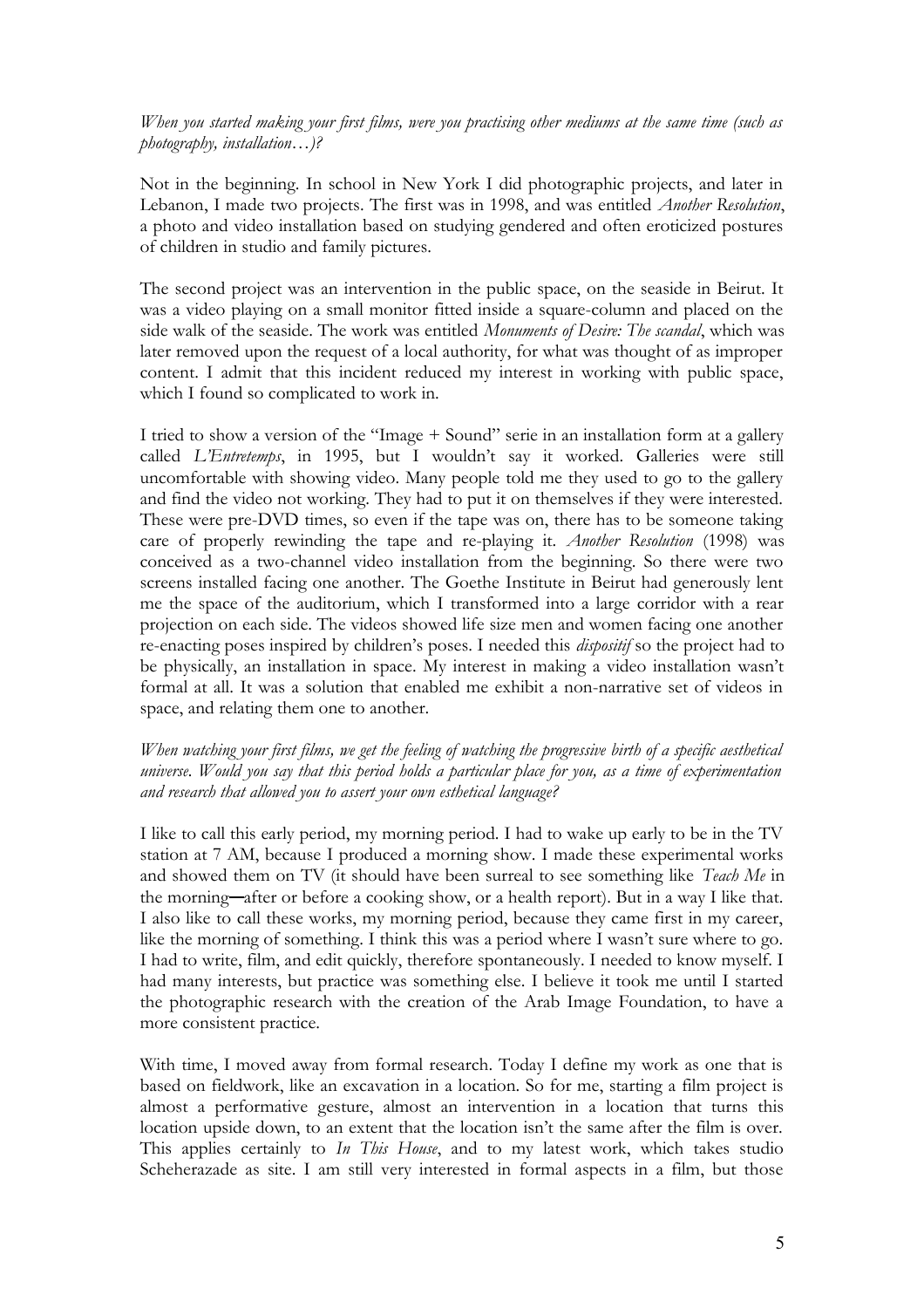*When you started making your first films, were you practising other mediums at the same time (such as photography, installation…)?*

Not in the beginning. In school in New York I did photographic projects, and later in Lebanon, I made two projects. The first was in 1998, and was entitled *Another Resolution*, a photo and video installation based on studying gendered and often eroticized postures of children in studio and family pictures.

The second project was an intervention in the public space, on the seaside in Beirut. It was a video playing on a small monitor fitted inside a square-column and placed on the side walk of the seaside. The work was entitled *Monuments of Desire: The scandal*, which was later removed upon the request of a local authority, for what was thought of as improper content. I admit that this incident reduced my interest in working with public space, which I found so complicated to work in.

I tried to show a version of the "Image + Sound" serie in an installation form at a gallery called *L'Entretemps*, in 1995, but I wouldn't say it worked. Galleries were still uncomfortable with showing video. Many people told me they used to go to the gallery and find the video not working. They had to put it on themselves if they were interested. These were pre-DVD times, so even if the tape was on, there has to be someone taking care of properly rewinding the tape and re-playing it. *Another Resolution* (1998) was conceived as a two-channel video installation from the beginning. So there were two screens installed facing one another. The Goethe Institute in Beirut had generously lent me the space of the auditorium, which I transformed into a large corridor with a rear projection on each side. The videos showed life size men and women facing one another re-enacting poses inspired by children's poses. I needed this *dispositif* so the project had to be physically, an installation in space. My interest in making a video installation wasn't formal at all. It was a solution that enabled me exhibit a non-narrative set of videos in space, and relating them one to another.

*When watching your first films, we get the feeling of watching the progressive birth of a specific aesthetical universe. Would you say that this period holds a particular place for you, as a time of experimentation and research that allowed you to assert your own esthetical language?*

I like to call this early period, my morning period. I had to wake up early to be in the TV station at 7 AM, because I produced a morning show. I made these experimental works and showed them on TV (it should have been surreal to see something like *Teach Me* in the morning—after or before a cooking show, or a health report). But in a way I like that. I also like to call these works, my morning period, because they came first in my career, like the morning of something. I think this was a period where I wasn't sure where to go. I had to write, film, and edit quickly, therefore spontaneously. I needed to know myself. I had many interests, but practice was something else. I believe it took me until I started the photographic research with the creation of the Arab Image Foundation, to have a more consistent practice.

With time, I moved away from formal research. Today I define my work as one that is based on fieldwork, like an excavation in a location. So for me, starting a film project is almost a performative gesture, almost an intervention in a location that turns this location upside down, to an extent that the location isn't the same after the film is over. This applies certainly to *In This House*, and to my latest work, which takes studio Scheherazade as site. I am still very interested in formal aspects in a film, but those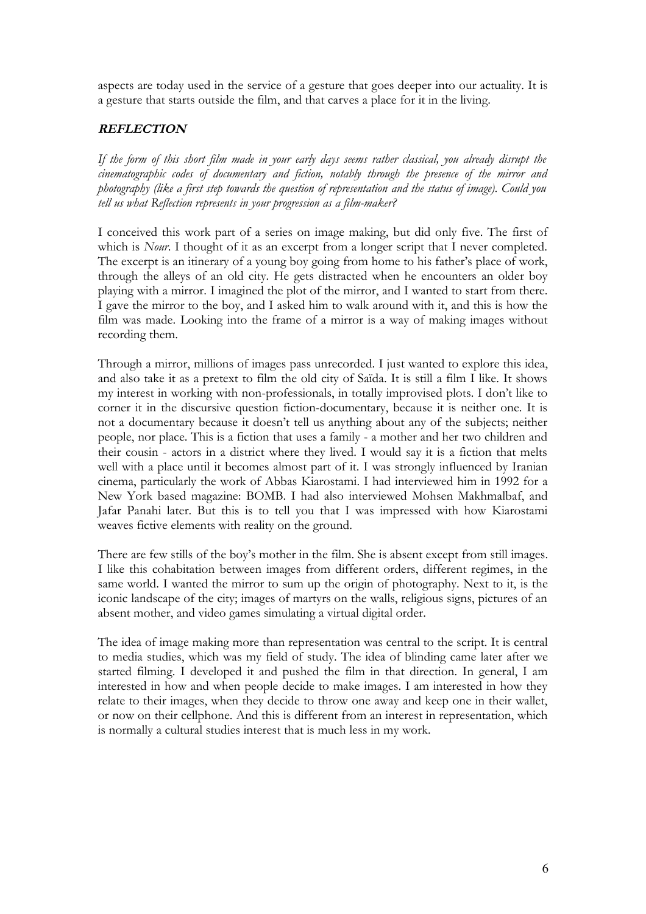aspects are today used in the service of a gesture that goes deeper into our actuality. It is a gesture that starts outside the film, and that carves a place for it in the living.

## ***REFLECTION***

*If the form of this short film made in your early days seems rather classical, you already disrupt the cinematographic codes of documentary and fiction, notably through the presence of the mirror and photography (like a first step towards the question of representation and the status of image). Could you tell us what Reflection represents in your progression as a film-maker?*

I conceived this work part of a series on image making, but did only five. The first of which is *Nour*. I thought of it as an excerpt from a longer script that I never completed. The excerpt is an itinerary of a young boy going from home to his father's place of work, through the alleys of an old city. He gets distracted when he encounters an older boy playing with a mirror. I imagined the plot of the mirror, and I wanted to start from there. I gave the mirror to the boy, and I asked him to walk around with it, and this is how the film was made. Looking into the frame of a mirror is a way of making images without recording them.

Through a mirror, millions of images pass unrecorded. I just wanted to explore this idea, and also take it as a pretext to film the old city of Saïda. It is still a film I like. It shows my interest in working with non-professionals, in totally improvised plots. I don't like to corner it in the discursive question fiction-documentary, because it is neither one. It is not a documentary because it doesn't tell us anything about any of the subjects; neither people, nor place. This is a fiction that uses a family - a mother and her two children and their cousin - actors in a district where they lived. I would say it is a fiction that melts well with a place until it becomes almost part of it. I was strongly influenced by Iranian cinema, particularly the work of Abbas Kiarostami. I had interviewed him in 1992 for a New York based magazine: BOMB. I had also interviewed Mohsen Makhmalbaf, and Jafar Panahi later. But this is to tell you that I was impressed with how Kiarostami weaves fictive elements with reality on the ground.

There are few stills of the boy's mother in the film. She is absent except from still images. I like this cohabitation between images from different orders, different regimes, in the same world. I wanted the mirror to sum up the origin of photography. Next to it, is the iconic landscape of the city; images of martyrs on the walls, religious signs, pictures of an absent mother, and video games simulating a virtual digital order.

The idea of image making more than representation was central to the script. It is central to media studies, which was my field of study. The idea of blinding came later after we started filming. I developed it and pushed the film in that direction. In general, I am interested in how and when people decide to make images. I am interested in how they relate to their images, when they decide to throw one away and keep one in their wallet, or now on their cellphone. And this is different from an interest in representation, which is normally a cultural studies interest that is much less in my work.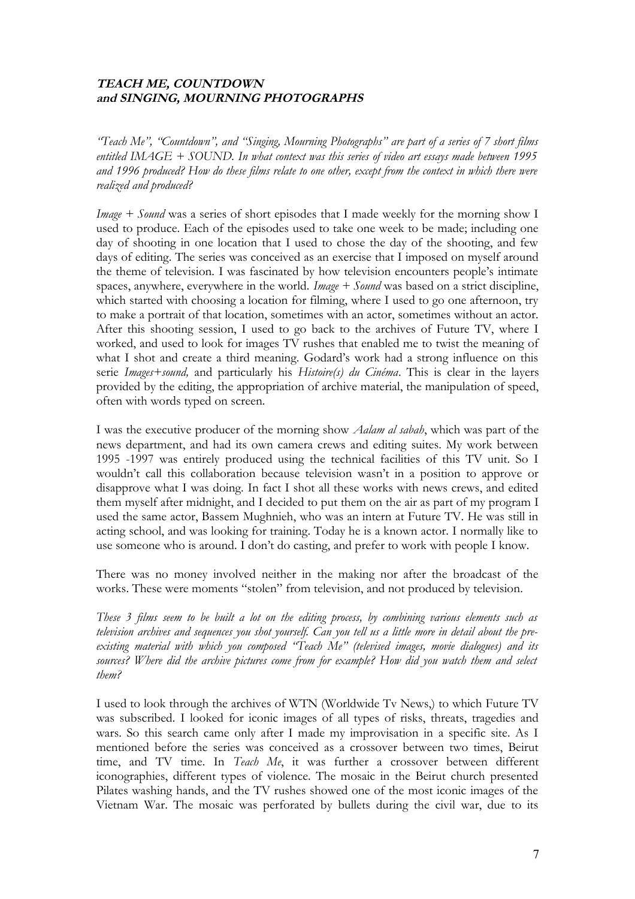## ***TEACH ME, COUNTDOWN and SINGING, MOURNING PHOTOGRAPHS***

*"Teach Me", "Countdown", and "Singing, Mourning Photographs" are part of a series of 7 short films entitled IMAGE + SOUND. In what context was this series of video art essays made between 1995 and 1996 produced? How do these films relate to one other, except from the context in which there were realized and produced?*

*Image + Sound* was a series of short episodes that I made weekly for the morning show I used to produce. Each of the episodes used to take one week to be made; including one day of shooting in one location that I used to chose the day of the shooting, and few days of editing. The series was conceived as an exercise that I imposed on myself around the theme of television. I was fascinated by how television encounters people's intimate spaces, anywhere, everywhere in the world. *Image + Sound* was based on a strict discipline, which started with choosing a location for filming, where I used to go one afternoon, try to make a portrait of that location, sometimes with an actor, sometimes without an actor. After this shooting session, I used to go back to the archives of Future TV, where I worked, and used to look for images TV rushes that enabled me to twist the meaning of what I shot and create a third meaning. Godard's work had a strong influence on this serie *Images+sound,* and particularly his *Histoire(s) du Cinéma*. This is clear in the layers provided by the editing, the appropriation of archive material, the manipulation of speed, often with words typed on screen.

I was the executive producer of the morning show *Aalam al sabah*, which was part of the news department, and had its own camera crews and editing suites. My work between 1995 -1997 was entirely produced using the technical facilities of this TV unit. So I wouldn't call this collaboration because television wasn't in a position to approve or disapprove what I was doing. In fact I shot all these works with news crews, and edited them myself after midnight, and I decided to put them on the air as part of my program I used the same actor, Bassem Mughnieh, who was an intern at Future TV. He was still in acting school, and was looking for training. Today he is a known actor. I normally like to use someone who is around. I don't do casting, and prefer to work with people I know.

There was no money involved neither in the making nor after the broadcast of the works. These were moments "stolen" from television, and not produced by television.

*These 3 films seem to be built a lot on the editing process, by combining various elements such as television archives and sequences you shot yourself. Can you tell us a little more in detail about the pre-existing material with which you composed "Teach Me" (televised images, movie dialogues) and its sources? Where did the archive pictures come from for example? How did you watch them and select them?*

I used to look through the archives of WTN (Worldwide Tv News,) to which Future TV was subscribed. I looked for iconic images of all types of risks, threats, tragedies and wars. So this search came only after I made my improvisation in a specific site. As I mentioned before the series was conceived as a crossover between two times, Beirut time, and TV time. In *Teach Me*, it was further a crossover between different iconographies, different types of violence. The mosaic in the Beirut church presented Pilates washing hands, and the TV rushes showed one of the most iconic images of the Vietnam War. The mosaic was perforated by bullets during the civil war, due to its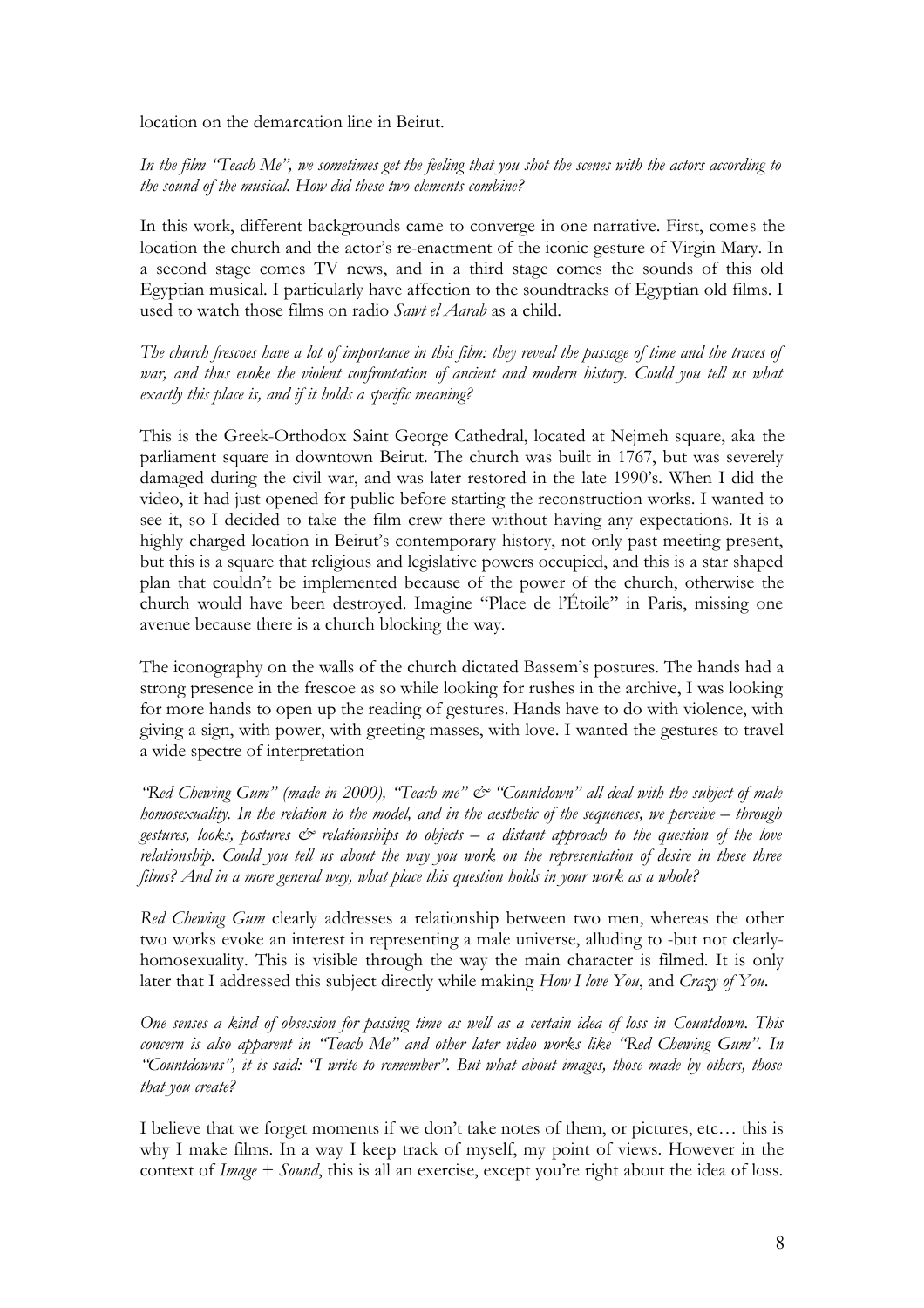location on the demarcation line in Beirut.

*In the film "Teach Me", we sometimes get the feeling that you shot the scenes with the actors according to the sound of the musical. How did these two elements combine?*

In this work, different backgrounds came to converge in one narrative. First, comes the location the church and the actor's re-enactment of the iconic gesture of Virgin Mary. In a second stage comes TV news, and in a third stage comes the sounds of this old Egyptian musical. I particularly have affection to the soundtracks of Egyptian old films. I used to watch those films on radio *Sawt el Aarab* as a child.

*The church frescoes have a lot of importance in this film: they reveal the passage of time and the traces of war, and thus evoke the violent confrontation of ancient and modern history. Could you tell us what exactly this place is, and if it holds a specific meaning?*

This is the Greek-Orthodox Saint George Cathedral, located at Nejmeh square, aka the parliament square in downtown Beirut. The church was built in 1767, but was severely damaged during the civil war, and was later restored in the late 1990's. When I did the video, it had just opened for public before starting the reconstruction works. I wanted to see it, so I decided to take the film crew there without having any expectations. It is a highly charged location in Beirut's contemporary history, not only past meeting present, but this is a square that religious and legislative powers occupied, and this is a star shaped plan that couldn't be implemented because of the power of the church, otherwise the church would have been destroyed. Imagine "Place de l'Étoile" in Paris, missing one avenue because there is a church blocking the way.

The iconography on the walls of the church dictated Bassem's postures. The hands had a strong presence in the frescoe as so while looking for rushes in the archive, I was looking for more hands to open up the reading of gestures. Hands have to do with violence, with giving a sign, with power, with greeting masses, with love. I wanted the gestures to travel a wide spectre of interpretation

*"Red Chewing Gum" (made in 2000), "Teach me" & "Countdown" all deal with the subject of male homosexuality. In the relation to the model, and in the aesthetic of the sequences, we perceive – through gestures, looks, postures & relationships to objects – a distant approach to the question of the love relationship. Could you tell us about the way you work on the representation of desire in these three films? And in a more general way, what place this question holds in your work as a whole?*

*Red Chewing Gum* clearly addresses a relationship between two men, whereas the other two works evoke an interest in representing a male universe, alluding to -but not clearly- homosexuality. This is visible through the way the main character is filmed. It is only later that I addressed this subject directly while making *How I love You*, and *Crazy of You*.

*One senses a kind of obsession for passing time as well as a certain idea of loss in Countdown. This concern is also apparent in "Teach Me" and other later video works like "Red Chewing Gum". In "Countdowns", it is said: "I write to remember". But what about images, those made by others, those that you create?*

I believe that we forget moments if we don't take notes of them, or pictures, etc… this is why I make films. In a way I keep track of myself, my point of views. However in the context of *Image + Sound*, this is all an exercise, except you're right about the idea of loss.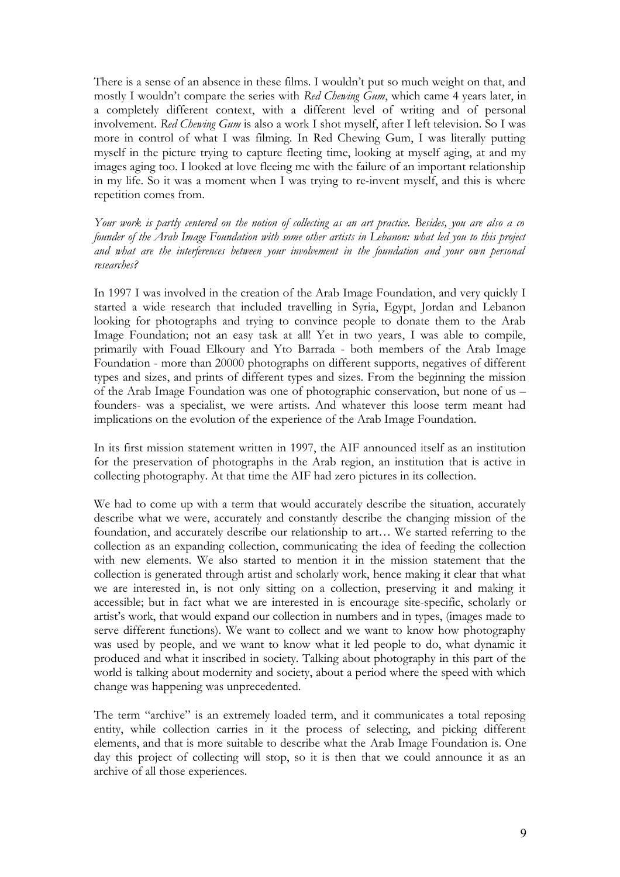There is a sense of an absence in these films. I wouldn't put so much weight on that, and mostly I wouldn't compare the series with *Red Chewing Gum*, which came 4 years later, in a completely different context, with a different level of writing and of personal involvement. *Red Chewing Gum* is also a work I shot myself, after I left television. So I was more in control of what I was filming. In Red Chewing Gum, I was literally putting myself in the picture trying to capture fleeting time, looking at myself aging, at and my images aging too. I looked at love fleeing me with the failure of an important relationship in my life. So it was a moment when I was trying to re-invent myself, and this is where repetition comes from.

*Your work is partly centered on the notion of collecting as an art practice. Besides, you are also a co founder of the Arab Image Foundation with some other artists in Lebanon: what led you to this project and what are the interferences between your involvement in the foundation and your own personal researches?*

In 1997 I was involved in the creation of the Arab Image Foundation, and very quickly I started a wide research that included travelling in Syria, Egypt, Jordan and Lebanon looking for photographs and trying to convince people to donate them to the Arab Image Foundation; not an easy task at all! Yet in two years, I was able to compile, primarily with Fouad Elkoury and Yto Barrada - both members of the Arab Image Foundation - more than 20000 photographs on different supports, negatives of different types and sizes, and prints of different types and sizes. From the beginning the mission of the Arab Image Foundation was one of photographic conservation, but none of us – founders- was a specialist, we were artists. And whatever this loose term meant had implications on the evolution of the experience of the Arab Image Foundation.

In its first mission statement written in 1997, the AIF announced itself as an institution for the preservation of photographs in the Arab region, an institution that is active in collecting photography. At that time the AIF had zero pictures in its collection.

We had to come up with a term that would accurately describe the situation, accurately describe what we were, accurately and constantly describe the changing mission of the foundation, and accurately describe our relationship to art… We started referring to the collection as an expanding collection, communicating the idea of feeding the collection with new elements. We also started to mention it in the mission statement that the collection is generated through artist and scholarly work, hence making it clear that what we are interested in, is not only sitting on a collection, preserving it and making it accessible; but in fact what we are interested in is encourage site-specific, scholarly or artist's work, that would expand our collection in numbers and in types, (images made to serve different functions). We want to collect and we want to know how photography was used by people, and we want to know what it led people to do, what dynamic it produced and what it inscribed in society. Talking about photography in this part of the world is talking about modernity and society, about a period where the speed with which change was happening was unprecedented.

The term "archive" is an extremely loaded term, and it communicates a total reposing entity, while collection carries in it the process of selecting, and picking different elements, and that is more suitable to describe what the Arab Image Foundation is. One day this project of collecting will stop, so it is then that we could announce it as an archive of all those experiences.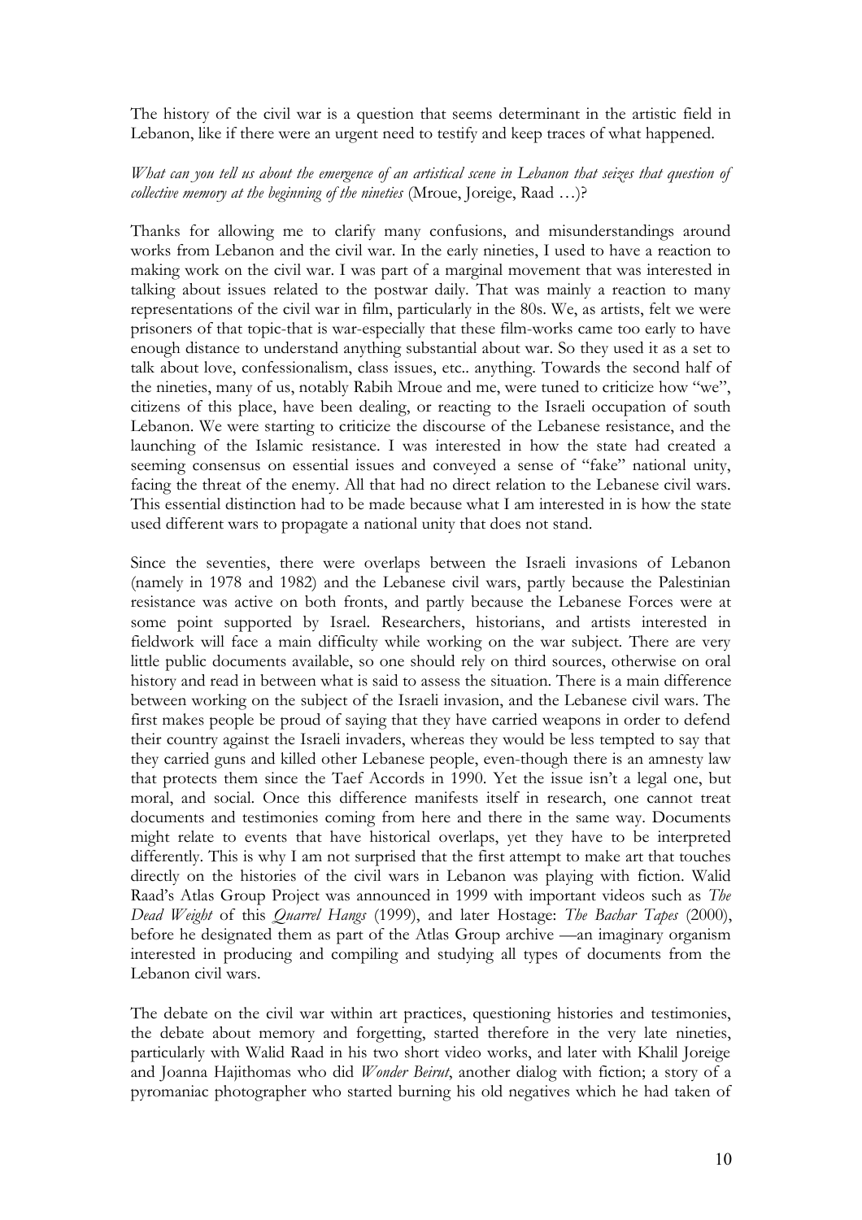The history of the civil war is a question that seems determinant in the artistic field in Lebanon, like if there were an urgent need to testify and keep traces of what happened.

*What can you tell us about the emergence of an artistical scene in Lebanon that seizes that question of collective memory at the beginning of the nineties* (Mroue, Joreige, Raad …)?

Thanks for allowing me to clarify many confusions, and misunderstandings around works from Lebanon and the civil war. In the early nineties, I used to have a reaction to making work on the civil war. I was part of a marginal movement that was interested in talking about issues related to the postwar daily. That was mainly a reaction to many representations of the civil war in film, particularly in the 80s. We, as artists, felt we were prisoners of that topic-that is war-especially that these film-works came too early to have enough distance to understand anything substantial about war. So they used it as a set to talk about love, confessionalism, class issues, etc.. anything. Towards the second half of the nineties, many of us, notably Rabih Mroue and me, were tuned to criticize how "we", citizens of this place, have been dealing, or reacting to the Israeli occupation of south Lebanon. We were starting to criticize the discourse of the Lebanese resistance, and the launching of the Islamic resistance. I was interested in how the state had created a seeming consensus on essential issues and conveyed a sense of "fake" national unity, facing the threat of the enemy. All that had no direct relation to the Lebanese civil wars. This essential distinction had to be made because what I am interested in is how the state used different wars to propagate a national unity that does not stand.

Since the seventies, there were overlaps between the Israeli invasions of Lebanon (namely in 1978 and 1982) and the Lebanese civil wars, partly because the Palestinian resistance was active on both fronts, and partly because the Lebanese Forces were at some point supported by Israel. Researchers, historians, and artists interested in fieldwork will face a main difficulty while working on the war subject. There are very little public documents available, so one should rely on third sources, otherwise on oral history and read in between what is said to assess the situation. There is a main difference between working on the subject of the Israeli invasion, and the Lebanese civil wars. The first makes people be proud of saying that they have carried weapons in order to defend their country against the Israeli invaders, whereas they would be less tempted to say that they carried guns and killed other Lebanese people, even-though there is an amnesty law that protects them since the Taef Accords in 1990. Yet the issue isn't a legal one, but moral, and social. Once this difference manifests itself in research, one cannot treat documents and testimonies coming from here and there in the same way. Documents might relate to events that have historical overlaps, yet they have to be interpreted differently. This is why I am not surprised that the first attempt to make art that touches directly on the histories of the civil wars in Lebanon was playing with fiction. Walid Raad's Atlas Group Project was announced in 1999 with important videos such as *The Dead Weight* of this *Quarrel Hangs* (1999), and later Hostage: *The Bachar Tapes* (2000), before he designated them as part of the Atlas Group archive —an imaginary organism interested in producing and compiling and studying all types of documents from the Lebanon civil wars.

The debate on the civil war within art practices, questioning histories and testimonies, the debate about memory and forgetting, started therefore in the very late nineties, particularly with Walid Raad in his two short video works, and later with Khalil Joreige and Joanna Hajithomas who did *Wonder Beirut*, another dialog with fiction; a story of a pyromaniac photographer who started burning his old negatives which he had taken of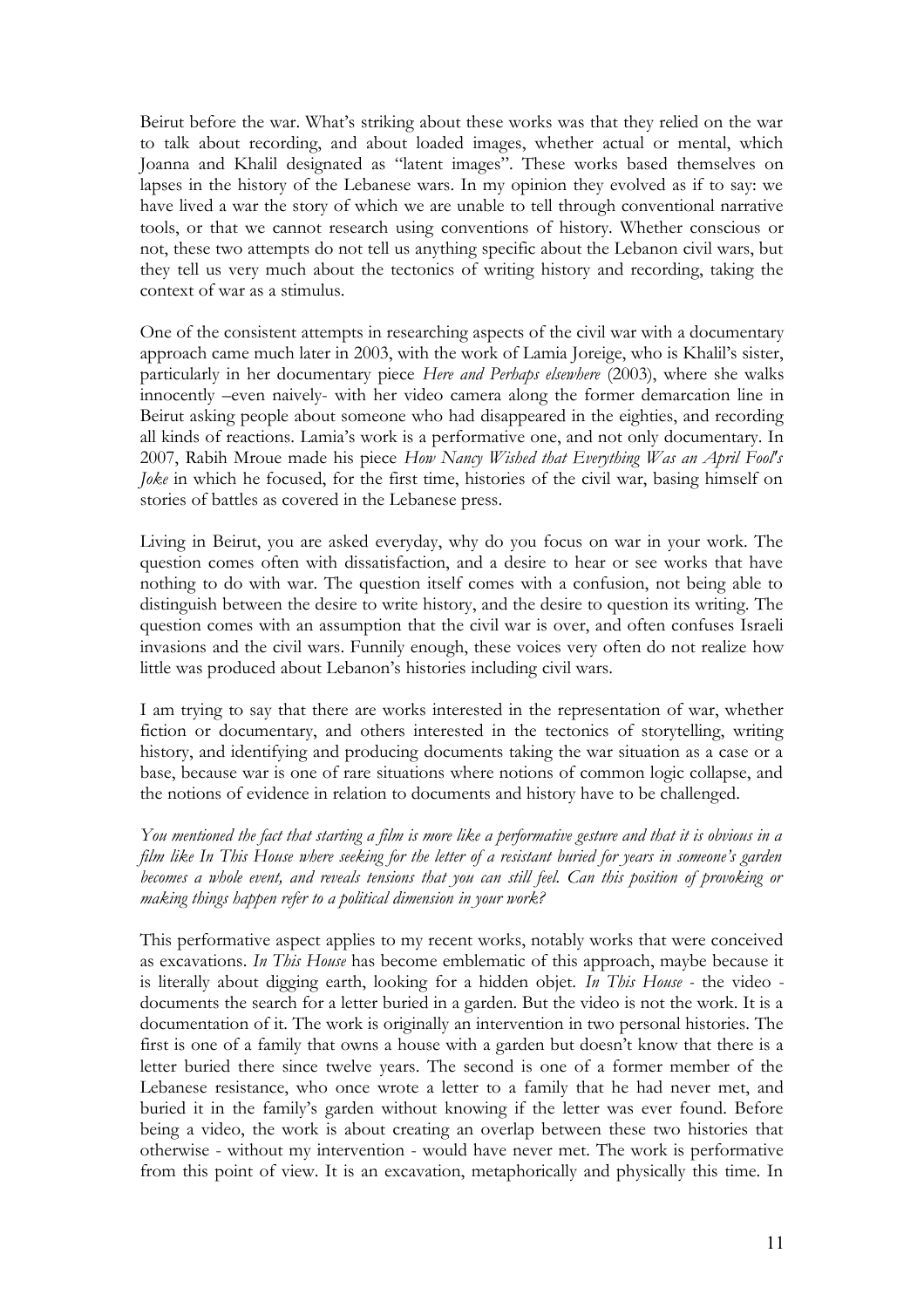Beirut before the war. What's striking about these works was that they relied on the war to talk about recording, and about loaded images, whether actual or mental, which Joanna and Khalil designated as "latent images". These works based themselves on lapses in the history of the Lebanese wars. In my opinion they evolved as if to say: we have lived a war the story of which we are unable to tell through conventional narrative tools, or that we cannot research using conventions of history. Whether conscious or not, these two attempts do not tell us anything specific about the Lebanon civil wars, but they tell us very much about the tectonics of writing history and recording, taking the context of war as a stimulus.

One of the consistent attempts in researching aspects of the civil war with a documentary approach came much later in 2003, with the work of Lamia Joreige, who is Khalil's sister, particularly in her documentary piece *Here and Perhaps elsewhere* (2003), where she walks innocently –even naively- with her video camera along the former demarcation line in Beirut asking people about someone who had disappeared in the eighties, and recording all kinds of reactions. Lamia's work is a performative one, and not only documentary. In 2007, Rabih Mroue made his piece *How Nancy Wished that Everything Was an April Fool's Joke* in which he focused, for the first time, histories of the civil war, basing himself on stories of battles as covered in the Lebanese press.

Living in Beirut, you are asked everyday, why do you focus on war in your work. The question comes often with dissatisfaction, and a desire to hear or see works that have nothing to do with war. The question itself comes with a confusion, not being able to distinguish between the desire to write history, and the desire to question its writing. The question comes with an assumption that the civil war is over, and often confuses Israeli invasions and the civil wars. Funnily enough, these voices very often do not realize how little was produced about Lebanon's histories including civil wars.

I am trying to say that there are works interested in the representation of war, whether fiction or documentary, and others interested in the tectonics of storytelling, writing history, and identifying and producing documents taking the war situation as a case or a base, because war is one of rare situations where notions of common logic collapse, and the notions of evidence in relation to documents and history have to be challenged.

*You mentioned the fact that starting a film is more like a performative gesture and that it is obvious in a film like In This House where seeking for the letter of a resistant buried for years in someone's garden becomes a whole event, and reveals tensions that you can still feel. Can this position of provoking or making things happen refer to a political dimension in your work?*

This performative aspect applies to my recent works, notably works that were conceived as excavations. *In This House* has become emblematic of this approach, maybe because it is literally about digging earth, looking for a hidden objet. *In This House* - the video - documents the search for a letter buried in a garden. But the video is not the work. It is a documentation of it. The work is originally an intervention in two personal histories. The first is one of a family that owns a house with a garden but doesn't know that there is a letter buried there since twelve years. The second is one of a former member of the Lebanese resistance, who once wrote a letter to a family that he had never met, and buried it in the family's garden without knowing if the letter was ever found. Before being a video, the work is about creating an overlap between these two histories that otherwise - without my intervention - would have never met. The work is performative from this point of view. It is an excavation, metaphorically and physically this time. In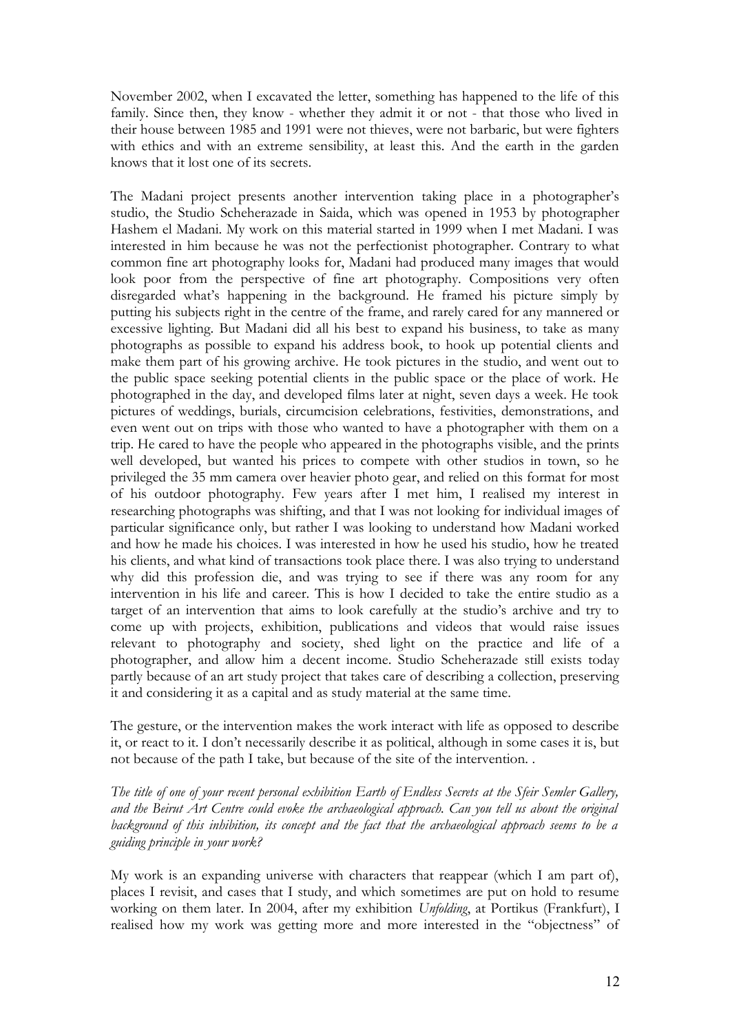November 2002, when I excavated the letter, something has happened to the life of this family. Since then, they know - whether they admit it or not - that those who lived in their house between 1985 and 1991 were not thieves, were not barbaric, but were fighters with ethics and with an extreme sensibility, at least this. And the earth in the garden knows that it lost one of its secrets.

The Madani project presents another intervention taking place in a photographer's studio, the Studio Scheherazade in Saida, which was opened in 1953 by photographer Hashem el Madani. My work on this material started in 1999 when I met Madani. I was interested in him because he was not the perfectionist photographer. Contrary to what common fine art photography looks for, Madani had produced many images that would look poor from the perspective of fine art photography. Compositions very often disregarded what's happening in the background. He framed his picture simply by putting his subjects right in the centre of the frame, and rarely cared for any mannered or excessive lighting. But Madani did all his best to expand his business, to take as many photographs as possible to expand his address book, to hook up potential clients and make them part of his growing archive. He took pictures in the studio, and went out to the public space seeking potential clients in the public space or the place of work. He photographed in the day, and developed films later at night, seven days a week. He took pictures of weddings, burials, circumcision celebrations, festivities, demonstrations, and even went out on trips with those who wanted to have a photographer with them on a trip. He cared to have the people who appeared in the photographs visible, and the prints well developed, but wanted his prices to compete with other studios in town, so he privileged the 35 mm camera over heavier photo gear, and relied on this format for most of his outdoor photography. Few years after I met him, I realised my interest in researching photographs was shifting, and that I was not looking for individual images of particular significance only, but rather I was looking to understand how Madani worked and how he made his choices. I was interested in how he used his studio, how he treated his clients, and what kind of transactions took place there. I was also trying to understand why did this profession die, and was trying to see if there was any room for any intervention in his life and career. This is how I decided to take the entire studio as a target of an intervention that aims to look carefully at the studio's archive and try to come up with projects, exhibition, publications and videos that would raise issues relevant to photography and society, shed light on the practice and life of a photographer, and allow him a decent income. Studio Scheherazade still exists today partly because of an art study project that takes care of describing a collection, preserving it and considering it as a capital and as study material at the same time.

The gesture, or the intervention makes the work interact with life as opposed to describe it, or react to it. I don't necessarily describe it as political, although in some cases it is, but not because of the path I take, but because of the site of the intervention. .

*The title of one of your recent personal exhibition Earth of Endless Secrets at the Sfeir Semler Gallery, and the Beirut Art Centre could evoke the archaeological approach. Can you tell us about the original background of this inhibition, its concept and the fact that the archaeological approach seems to be a guiding principle in your work?*

My work is an expanding universe with characters that reappear (which I am part of), places I revisit, and cases that I study, and which sometimes are put on hold to resume working on them later. In 2004, after my exhibition *Unfolding*, at Portikus (Frankfurt), I realised how my work was getting more and more interested in the "objectness" of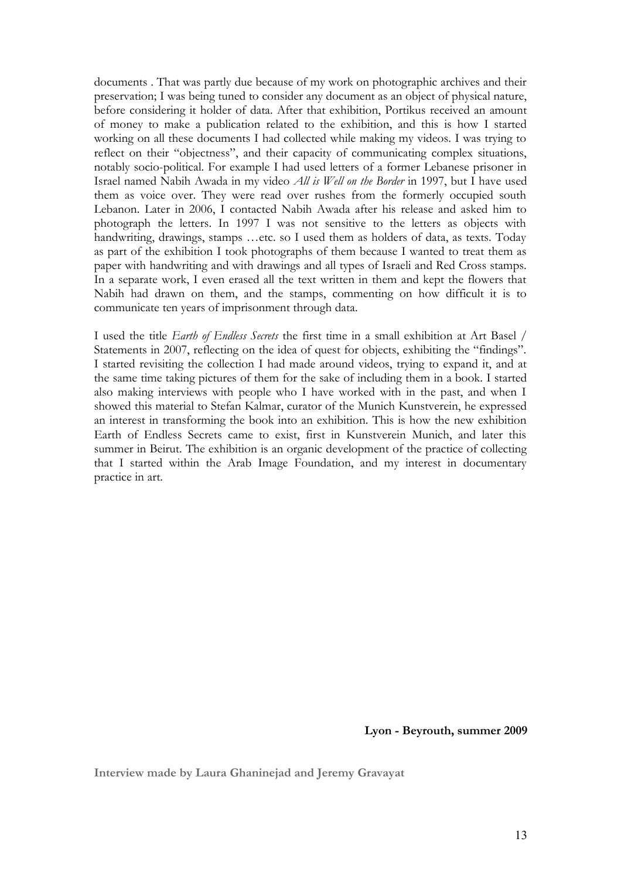documents . That was partly due because of my work on photographic archives and their preservation; I was being tuned to consider any document as an object of physical nature, before considering it holder of data. After that exhibition, Portikus received an amount of money to make a publication related to the exhibition, and this is how I started working on all these documents I had collected while making my videos. I was trying to reflect on their "objectness", and their capacity of communicating complex situations, notably socio-political. For example I had used letters of a former Lebanese prisoner in Israel named Nabih Awada in my video *All is Well on the Border* in 1997, but I have used them as voice over. They were read over rushes from the formerly occupied south Lebanon. Later in 2006, I contacted Nabih Awada after his release and asked him to photograph the letters. In 1997 I was not sensitive to the letters as objects with handwriting, drawings, stamps …etc. so I used them as holders of data, as texts. Today as part of the exhibition I took photographs of them because I wanted to treat them as paper with handwriting and with drawings and all types of Israeli and Red Cross stamps. In a separate work, I even erased all the text written in them and kept the flowers that Nabih had drawn on them, and the stamps, commenting on how difficult it is to communicate ten years of imprisonment through data.

I used the title *Earth of Endless Secrets* the first time in a small exhibition at Art Basel / Statements in 2007, reflecting on the idea of quest for objects, exhibiting the "findings". I started revisiting the collection I had made around videos, trying to expand it, and at the same time taking pictures of them for the sake of including them in a book. I started also making interviews with people who I have worked with in the past, and when I showed this material to Stefan Kalmar, curator of the Munich Kunstverein, he expressed an interest in transforming the book into an exhibition. This is how the new exhibition Earth of Endless Secrets came to exist, first in Kunstverein Munich, and later this summer in Beirut. The exhibition is an organic development of the practice of collecting that I started within the Arab Image Foundation, and my interest in documentary practice in art.

**Lyon - Beyrouth, summer 2009**

**Interview made by Laura Ghaninejad and Jeremy Gravayat**